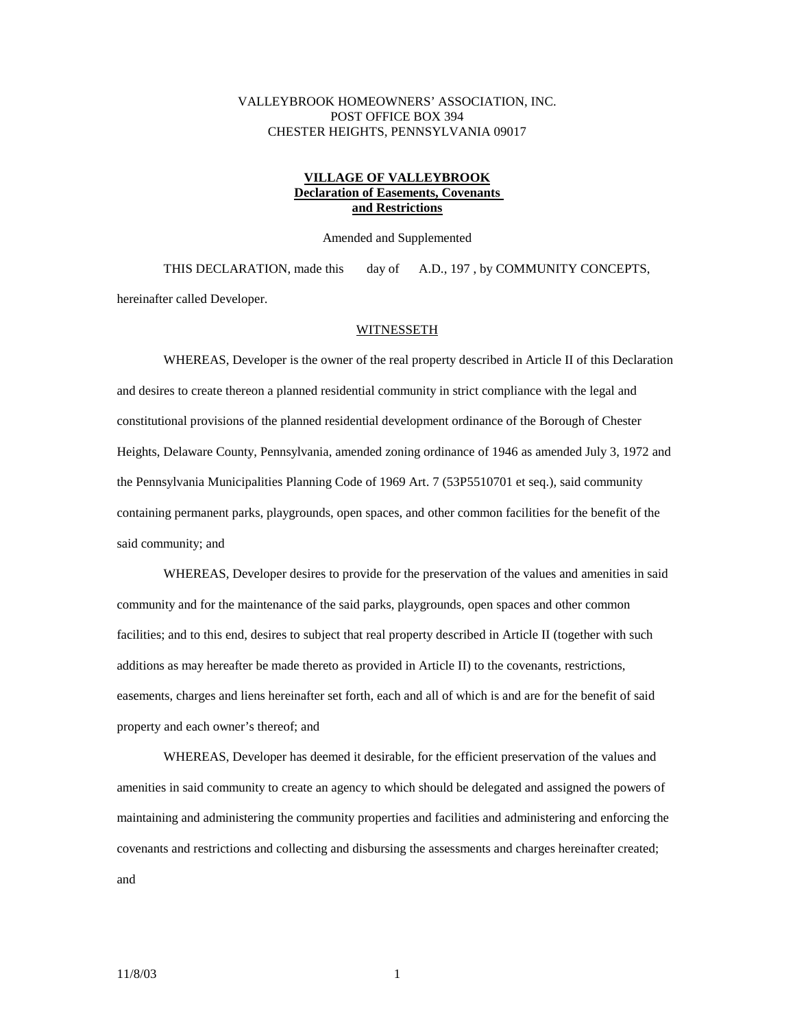VALLEYBROOK HOMEOWNERS' ASSOCIATION, INC.
POST OFFICE BOX 394
CHESTER HEIGHTS, PENNSYLVANIA 09017

# **VILLAGE OF VALLEYBROOK**
## **Declaration of Easements, Covenants and Restrictions**

Amended and Supplemented

THIS DECLARATION, made this day of A.D., 197 , by COMMUNITY CONCEPTS, hereinafter called Developer.

WITNESSETH

WHEREAS, Developer is the owner of the real property described in Article II of this Declaration and desires to create thereon a planned residential community in strict compliance with the legal and constitutional provisions of the planned residential development ordinance of the Borough of Chester Heights, Delaware County, Pennsylvania, amended zoning ordinance of 1946 as amended July 3, 1972 and the Pennsylvania Municipalities Planning Code of 1969 Art. 7 (53P5510701 et seq.), said community containing permanent parks, playgrounds, open spaces, and other common facilities for the benefit of the said community; and

WHEREAS, Developer desires to provide for the preservation of the values and amenities in said community and for the maintenance of the said parks, playgrounds, open spaces and other common facilities; and to this end, desires to subject that real property described in Article II (together with such additions as may hereafter be made thereto as provided in Article II) to the covenants, restrictions, easements, charges and liens hereinafter set forth, each and all of which is and are for the benefit of said property and each owner's thereof; and

WHEREAS, Developer has deemed it desirable, for the efficient preservation of the values and amenities in said community to create an agency to which should be delegated and assigned the powers of maintaining and administering the community properties and facilities and administering and enforcing the covenants and restrictions and collecting and disbursing the assessments and charges hereinafter created; and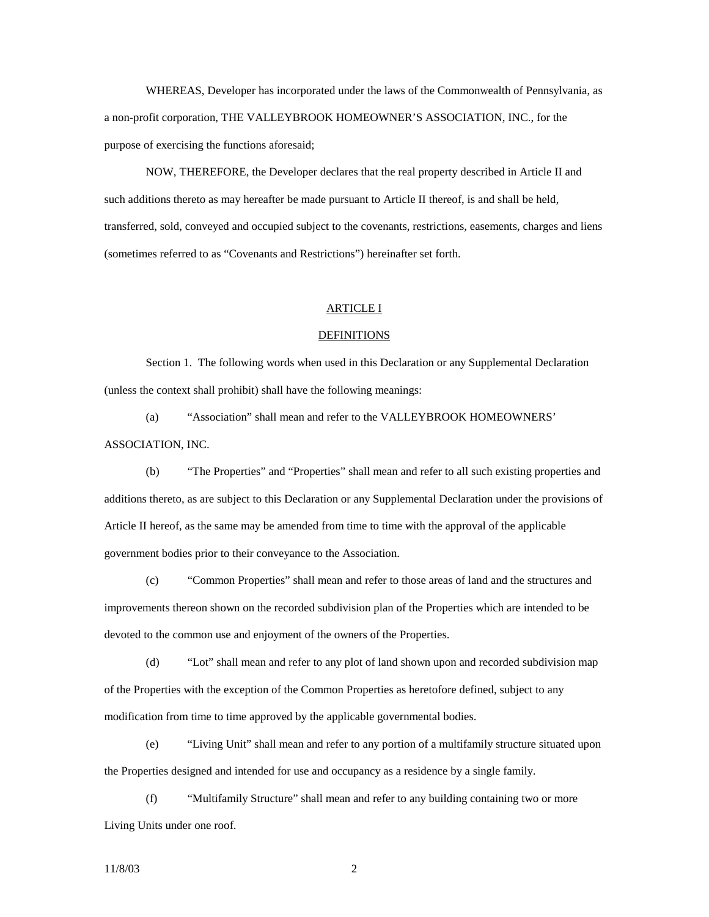WHEREAS, Developer has incorporated under the laws of the Commonwealth of Pennsylvania, as a non-profit corporation, THE VALLEYBROOK HOMEOWNER'S ASSOCIATION, INC., for the purpose of exercising the functions aforesaid;

NOW, THEREFORE, the Developer declares that the real property described in Article II and such additions thereto as may hereafter be made pursuant to Article II thereof, is and shall be held, transferred, sold, conveyed and occupied subject to the covenants, restrictions, easements, charges and liens (sometimes referred to as "Covenants and Restrictions") hereinafter set forth.

## ARTICLE I

## DEFINITIONS

Section 1. The following words when used in this Declaration or any Supplemental Declaration (unless the context shall prohibit) shall have the following meanings:

(a) "Association" shall mean and refer to the VALLEYBROOK HOMEOWNERS' ASSOCIATION, INC.

(b) "The Properties" and "Properties" shall mean and refer to all such existing properties and additions thereto, as are subject to this Declaration or any Supplemental Declaration under the provisions of Article II hereof, as the same may be amended from time to time with the approval of the applicable government bodies prior to their conveyance to the Association.

(c) "Common Properties" shall mean and refer to those areas of land and the structures and improvements thereon shown on the recorded subdivision plan of the Properties which are intended to be devoted to the common use and enjoyment of the owners of the Properties.

(d) "Lot" shall mean and refer to any plot of land shown upon and recorded subdivision map of the Properties with the exception of the Common Properties as heretofore defined, subject to any modification from time to time approved by the applicable governmental bodies.

(e) "Living Unit" shall mean and refer to any portion of a multifamily structure situated upon the Properties designed and intended for use and occupancy as a residence by a single family.

(f) "Multifamily Structure" shall mean and refer to any building containing two or more Living Units under one roof.

11/8/03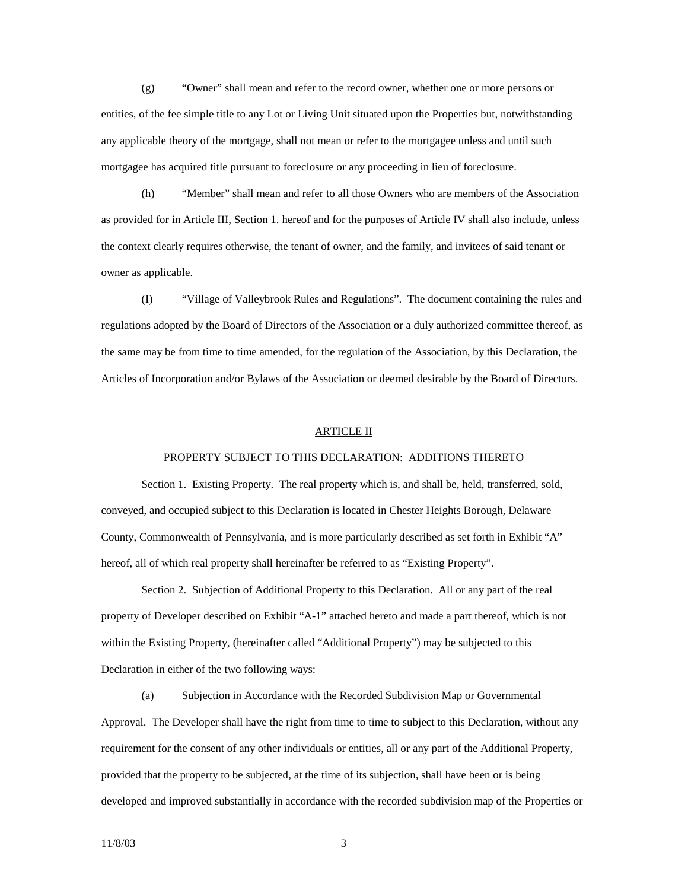(g) "Owner" shall mean and refer to the record owner, whether one or more persons or entities, of the fee simple title to any Lot or Living Unit situated upon the Properties but, notwithstanding any applicable theory of the mortgage, shall not mean or refer to the mortgagee unless and until such mortgagee has acquired title pursuant to foreclosure or any proceeding in lieu of foreclosure.

(h) "Member" shall mean and refer to all those Owners who are members of the Association as provided for in Article III, Section 1. hereof and for the purposes of Article IV shall also include, unless the context clearly requires otherwise, the tenant of owner, and the family, and invitees of said tenant or owner as applicable.

(I) "Village of Valleybrook Rules and Regulations". The document containing the rules and regulations adopted by the Board of Directors of the Association or a duly authorized committee thereof, as the same may be from time to time amended, for the regulation of the Association, by this Declaration, the Articles of Incorporation and/or Bylaws of the Association or deemed desirable by the Board of Directors.

## ARTICLE II

## PROPERTY SUBJECT TO THIS DECLARATION: ADDITIONS THERETO

Section 1. Existing Property. The real property which is, and shall be, held, transferred, sold, conveyed, and occupied subject to this Declaration is located in Chester Heights Borough, Delaware County, Commonwealth of Pennsylvania, and is more particularly described as set forth in Exhibit "A" hereof, all of which real property shall hereinafter be referred to as "Existing Property".

Section 2. Subjection of Additional Property to this Declaration. All or any part of the real property of Developer described on Exhibit "A-1" attached hereto and made a part thereof, which is not within the Existing Property, (hereinafter called "Additional Property") may be subjected to this Declaration in either of the two following ways:

(a) Subjection in Accordance with the Recorded Subdivision Map or Governmental Approval. The Developer shall have the right from time to time to subject to this Declaration, without any requirement for the consent of any other individuals or entities, all or any part of the Additional Property, provided that the property to be subjected, at the time of its subjection, shall have been or is being developed and improved substantially in accordance with the recorded subdivision map of the Properties or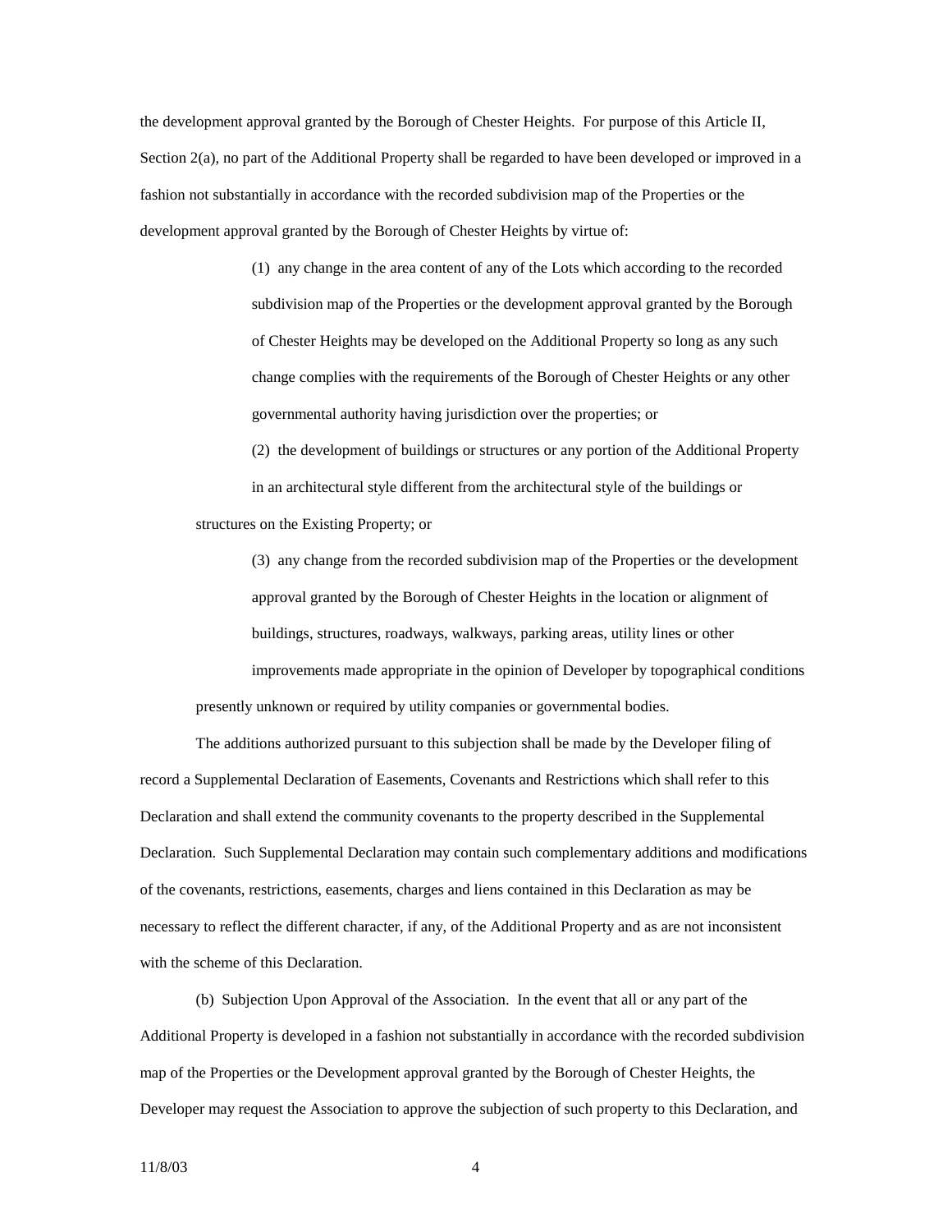the development approval granted by the Borough of Chester Heights. For purpose of this Article II, Section 2(a), no part of the Additional Property shall be regarded to have been developed or improved in a fashion not substantially in accordance with the recorded subdivision map of the Properties or the development approval granted by the Borough of Chester Heights by virtue of:

(1) any change in the area content of any of the Lots which according to the recorded subdivision map of the Properties or the development approval granted by the Borough of Chester Heights may be developed on the Additional Property so long as any such change complies with the requirements of the Borough of Chester Heights or any other governmental authority having jurisdiction over the properties; or

(2) the development of buildings or structures or any portion of the Additional Property in an architectural style different from the architectural style of the buildings or structures on the Existing Property; or

(3) any change from the recorded subdivision map of the Properties or the development approval granted by the Borough of Chester Heights in the location or alignment of buildings, structures, roadways, walkways, parking areas, utility lines or other improvements made appropriate in the opinion of Developer by topographical conditions presently unknown or required by utility companies or governmental bodies.

The additions authorized pursuant to this subjection shall be made by the Developer filing of record a Supplemental Declaration of Easements, Covenants and Restrictions which shall refer to this Declaration and shall extend the community covenants to the property described in the Supplemental Declaration. Such Supplemental Declaration may contain such complementary additions and modifications of the covenants, restrictions, easements, charges and liens contained in this Declaration as may be necessary to reflect the different character, if any, of the Additional Property and as are not inconsistent with the scheme of this Declaration.

(b) Subjection Upon Approval of the Association. In the event that all or any part of the Additional Property is developed in a fashion not substantially in accordance with the recorded subdivision map of the Properties or the Development approval granted by the Borough of Chester Heights, the Developer may request the Association to approve the subjection of such property to this Declaration, and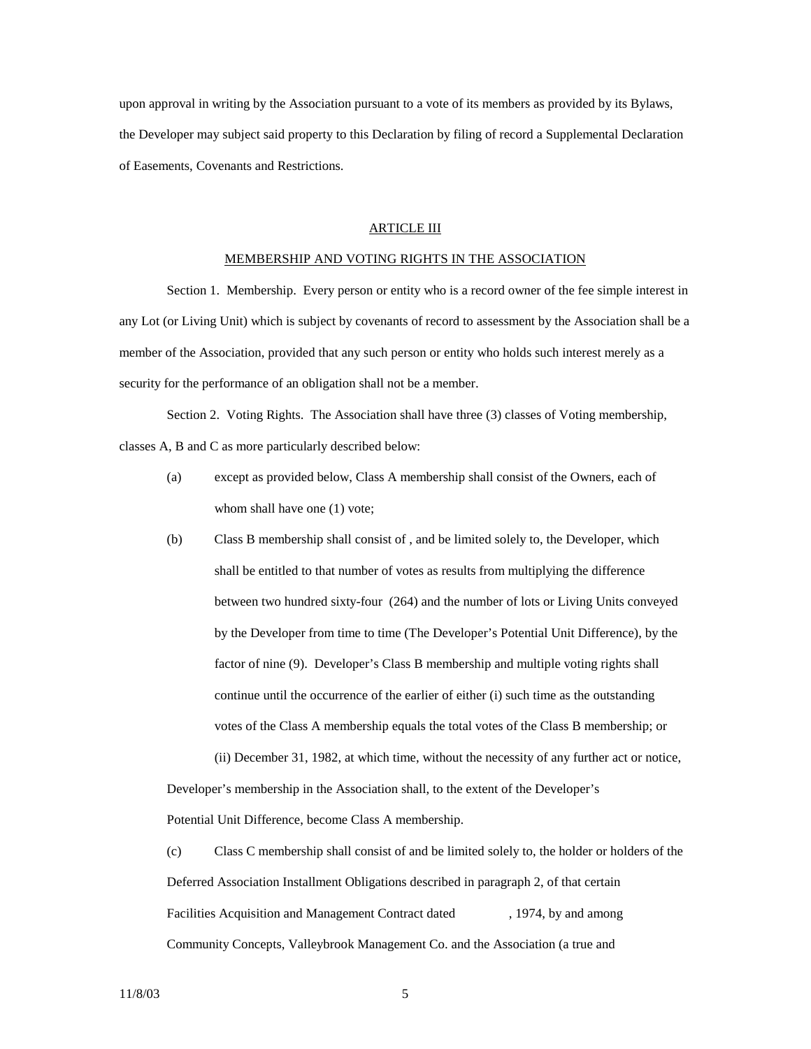upon approval in writing by the Association pursuant to a vote of its members as provided by its Bylaws, the Developer may subject said property to this Declaration by filing of record a Supplemental Declaration of Easements, Covenants and Restrictions.

## ARTICLE III

## MEMBERSHIP AND VOTING RIGHTS IN THE ASSOCIATION

Section 1. Membership. Every person or entity who is a record owner of the fee simple interest in any Lot (or Living Unit) which is subject by covenants of record to assessment by the Association shall be a member of the Association, provided that any such person or entity who holds such interest merely as a security for the performance of an obligation shall not be a member.

Section 2. Voting Rights. The Association shall have three (3) classes of Voting membership, classes A, B and C as more particularly described below:

(a) except as provided below, Class A membership shall consist of the Owners, each of whom shall have one (1) vote;

(b) Class B membership shall consist of , and be limited solely to, the Developer, which shall be entitled to that number of votes as results from multiplying the difference between two hundred sixty-four (264) and the number of lots or Living Units conveyed by the Developer from time to time (The Developer's Potential Unit Difference), by the factor of nine (9). Developer's Class B membership and multiple voting rights shall continue until the occurrence of the earlier of either (i) such time as the outstanding votes of the Class A membership equals the total votes of the Class B membership; or (ii) December 31, 1982, at which time, without the necessity of any further act or notice, Developer's membership in the Association shall, to the extent of the Developer's Potential Unit Difference, become Class A membership.

(c) Class C membership shall consist of and be limited solely to, the holder or holders of the Deferred Association Installment Obligations described in paragraph 2, of that certain Facilities Acquisition and Management Contract dated , 1974, by and among Community Concepts, Valleybrook Management Co. and the Association (a true and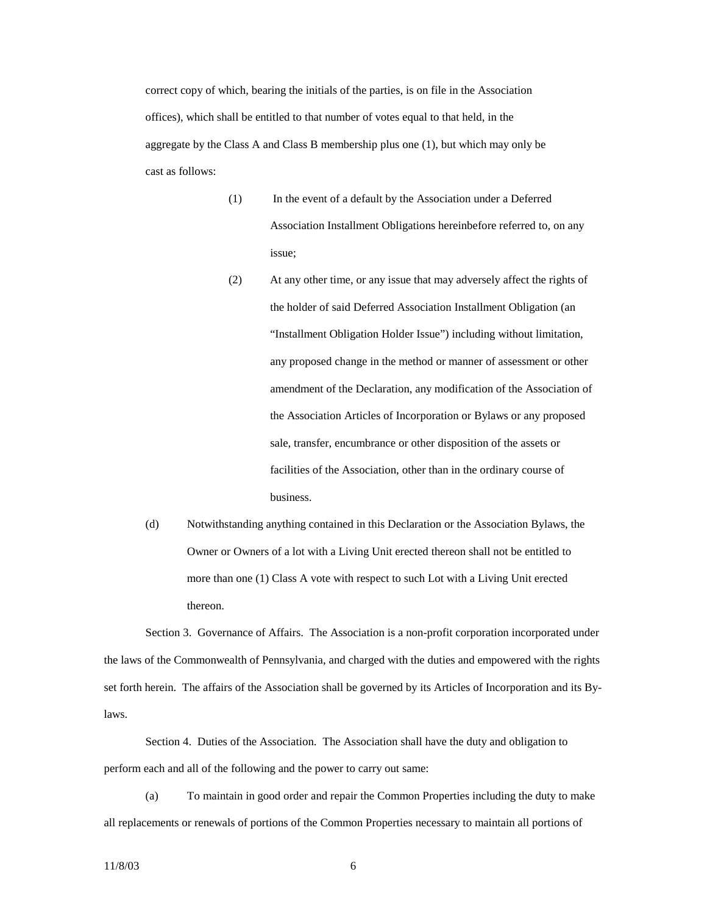correct copy of which, bearing the initials of the parties, is on file in the Association offices), which shall be entitled to that number of votes equal to that held, in the aggregate by the Class A and Class B membership plus one (1), but which may only be cast as follows:

(1) In the event of a default by the Association under a Deferred Association Installment Obligations hereinbefore referred to, on any issue;

(2) At any other time, or any issue that may adversely affect the rights of the holder of said Deferred Association Installment Obligation (an "Installment Obligation Holder Issue") including without limitation, any proposed change in the method or manner of assessment or other amendment of the Declaration, any modification of the Association of the Association Articles of Incorporation or Bylaws or any proposed sale, transfer, encumbrance or other disposition of the assets or facilities of the Association, other than in the ordinary course of business.

(d) Notwithstanding anything contained in this Declaration or the Association Bylaws, the Owner or Owners of a lot with a Living Unit erected thereon shall not be entitled to more than one (1) Class A vote with respect to such Lot with a Living Unit erected thereon.

Section 3. Governance of Affairs. The Association is a non-profit corporation incorporated under the laws of the Commonwealth of Pennsylvania, and charged with the duties and empowered with the rights set forth herein. The affairs of the Association shall be governed by its Articles of Incorporation and its By-laws.

Section 4. Duties of the Association. The Association shall have the duty and obligation to perform each and all of the following and the power to carry out same:

(a) To maintain in good order and repair the Common Properties including the duty to make all replacements or renewals of portions of the Common Properties necessary to maintain all portions of

11/8/03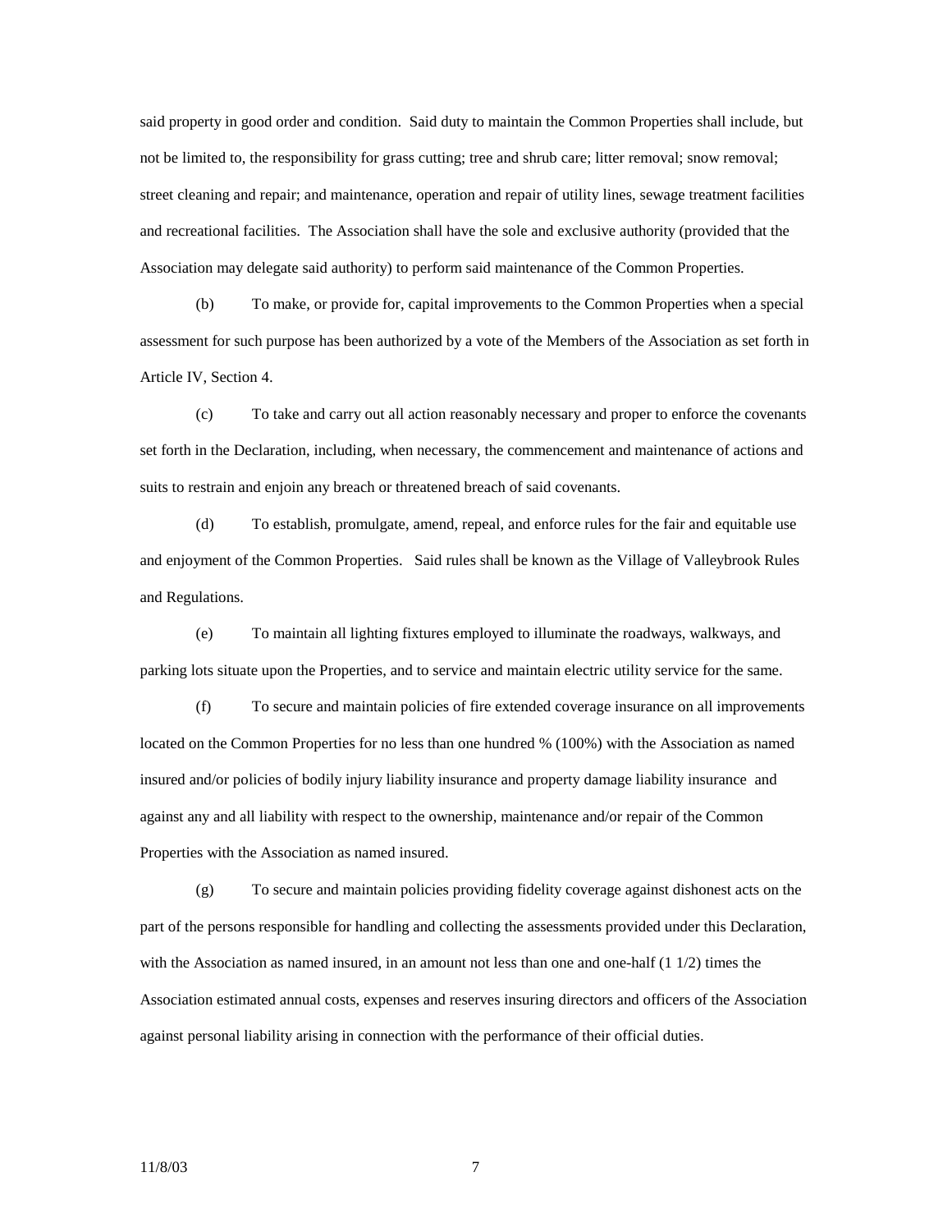said property in good order and condition. Said duty to maintain the Common Properties shall include, but not be limited to, the responsibility for grass cutting; tree and shrub care; litter removal; snow removal; street cleaning and repair; and maintenance, operation and repair of utility lines, sewage treatment facilities and recreational facilities. The Association shall have the sole and exclusive authority (provided that the Association may delegate said authority) to perform said maintenance of the Common Properties.

(b) To make, or provide for, capital improvements to the Common Properties when a special assessment for such purpose has been authorized by a vote of the Members of the Association as set forth in Article IV, Section 4.

(c) To take and carry out all action reasonably necessary and proper to enforce the covenants set forth in the Declaration, including, when necessary, the commencement and maintenance of actions and suits to restrain and enjoin any breach or threatened breach of said covenants.

(d) To establish, promulgate, amend, repeal, and enforce rules for the fair and equitable use and enjoyment of the Common Properties. Said rules shall be known as the Village of Valleybrook Rules and Regulations.

(e) To maintain all lighting fixtures employed to illuminate the roadways, walkways, and parking lots situate upon the Properties, and to service and maintain electric utility service for the same.

(f) To secure and maintain policies of fire extended coverage insurance on all improvements located on the Common Properties for no less than one hundred % (100%) with the Association as named insured and/or policies of bodily injury liability insurance and property damage liability insurance and against any and all liability with respect to the ownership, maintenance and/or repair of the Common Properties with the Association as named insured.

(g) To secure and maintain policies providing fidelity coverage against dishonest acts on the part of the persons responsible for handling and collecting the assessments provided under this Declaration, with the Association as named insured, in an amount not less than one and one-half (1 1/2) times the Association estimated annual costs, expenses and reserves insuring directors and officers of the Association against personal liability arising in connection with the performance of their official duties.

11/8/03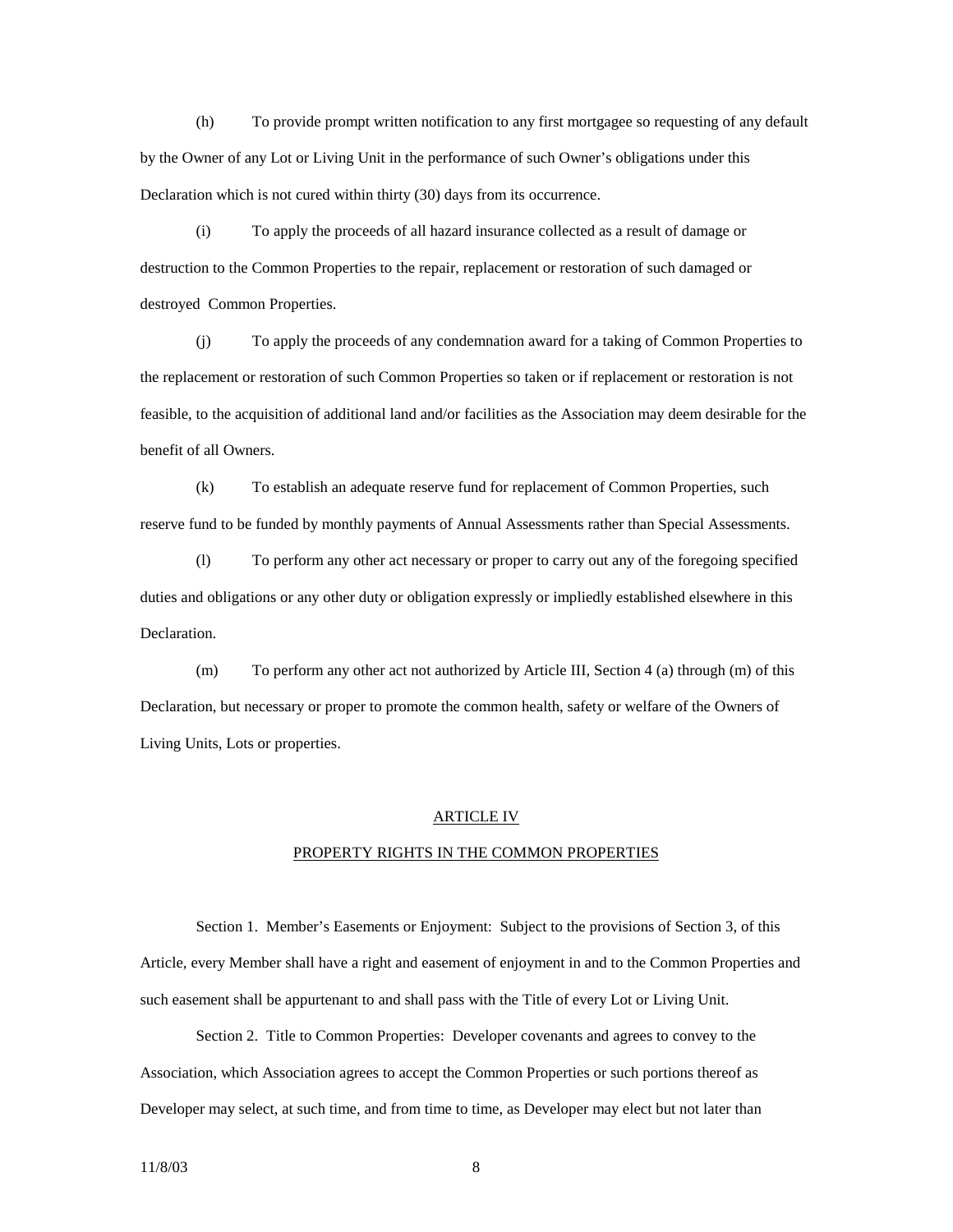(h) To provide prompt written notification to any first mortgagee so requesting of any default by the Owner of any Lot or Living Unit in the performance of such Owner's obligations under this Declaration which is not cured within thirty (30) days from its occurrence.

(i) To apply the proceeds of all hazard insurance collected as a result of damage or destruction to the Common Properties to the repair, replacement or restoration of such damaged or destroyed Common Properties.

(j) To apply the proceeds of any condemnation award for a taking of Common Properties to the replacement or restoration of such Common Properties so taken or if replacement or restoration is not feasible, to the acquisition of additional land and/or facilities as the Association may deem desirable for the benefit of all Owners.

(k) To establish an adequate reserve fund for replacement of Common Properties, such reserve fund to be funded by monthly payments of Annual Assessments rather than Special Assessments.

(l) To perform any other act necessary or proper to carry out any of the foregoing specified duties and obligations or any other duty or obligation expressly or impliedly established elsewhere in this Declaration.

(m) To perform any other act not authorized by Article III, Section 4 (a) through (m) of this Declaration, but necessary or proper to promote the common health, safety or welfare of the Owners of Living Units, Lots or properties.

## ARTICLE IV

## PROPERTY RIGHTS IN THE COMMON PROPERTIES

Section 1. Member's Easements or Enjoyment: Subject to the provisions of Section 3, of this Article, every Member shall have a right and easement of enjoyment in and to the Common Properties and such easement shall be appurtenant to and shall pass with the Title of every Lot or Living Unit.

Section 2. Title to Common Properties: Developer covenants and agrees to convey to the Association, which Association agrees to accept the Common Properties or such portions thereof as Developer may select, at such time, and from time to time, as Developer may elect but not later than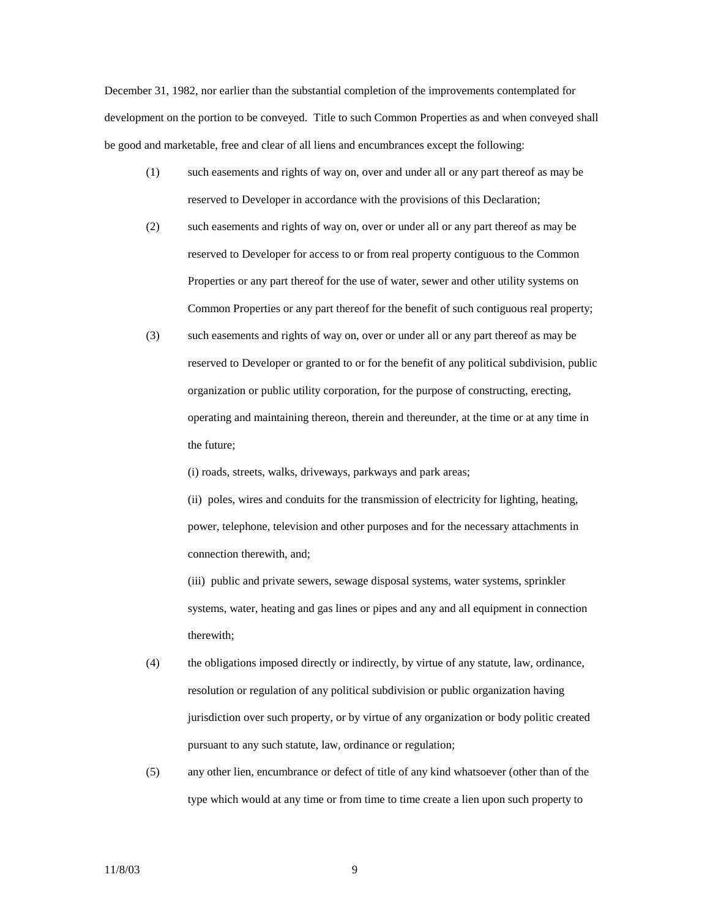December 31, 1982, nor earlier than the substantial completion of the improvements contemplated for development on the portion to be conveyed. Title to such Common Properties as and when conveyed shall be good and marketable, free and clear of all liens and encumbrances except the following:

(1) such easements and rights of way on, over and under all or any part thereof as may be reserved to Developer in accordance with the provisions of this Declaration;

(2) such easements and rights of way on, over or under all or any part thereof as may be reserved to Developer for access to or from real property contiguous to the Common Properties or any part thereof for the use of water, sewer and other utility systems on Common Properties or any part thereof for the benefit of such contiguous real property;

(3) such easements and rights of way on, over or under all or any part thereof as may be reserved to Developer or granted to or for the benefit of any political subdivision, public organization or public utility corporation, for the purpose of constructing, erecting, operating and maintaining thereon, therein and thereunder, at the time or at any time in the future;

(i) roads, streets, walks, driveways, parkways and park areas;

(ii) poles, wires and conduits for the transmission of electricity for lighting, heating, power, telephone, television and other purposes and for the necessary attachments in connection therewith, and;

(iii) public and private sewers, sewage disposal systems, water systems, sprinkler systems, water, heating and gas lines or pipes and any and all equipment in connection therewith;

(4) the obligations imposed directly or indirectly, by virtue of any statute, law, ordinance, resolution or regulation of any political subdivision or public organization having jurisdiction over such property, or by virtue of any organization or body politic created pursuant to any such statute, law, ordinance or regulation;

(5) any other lien, encumbrance or defect of title of any kind whatsoever (other than of the type which would at any time or from time to time create a lien upon such property to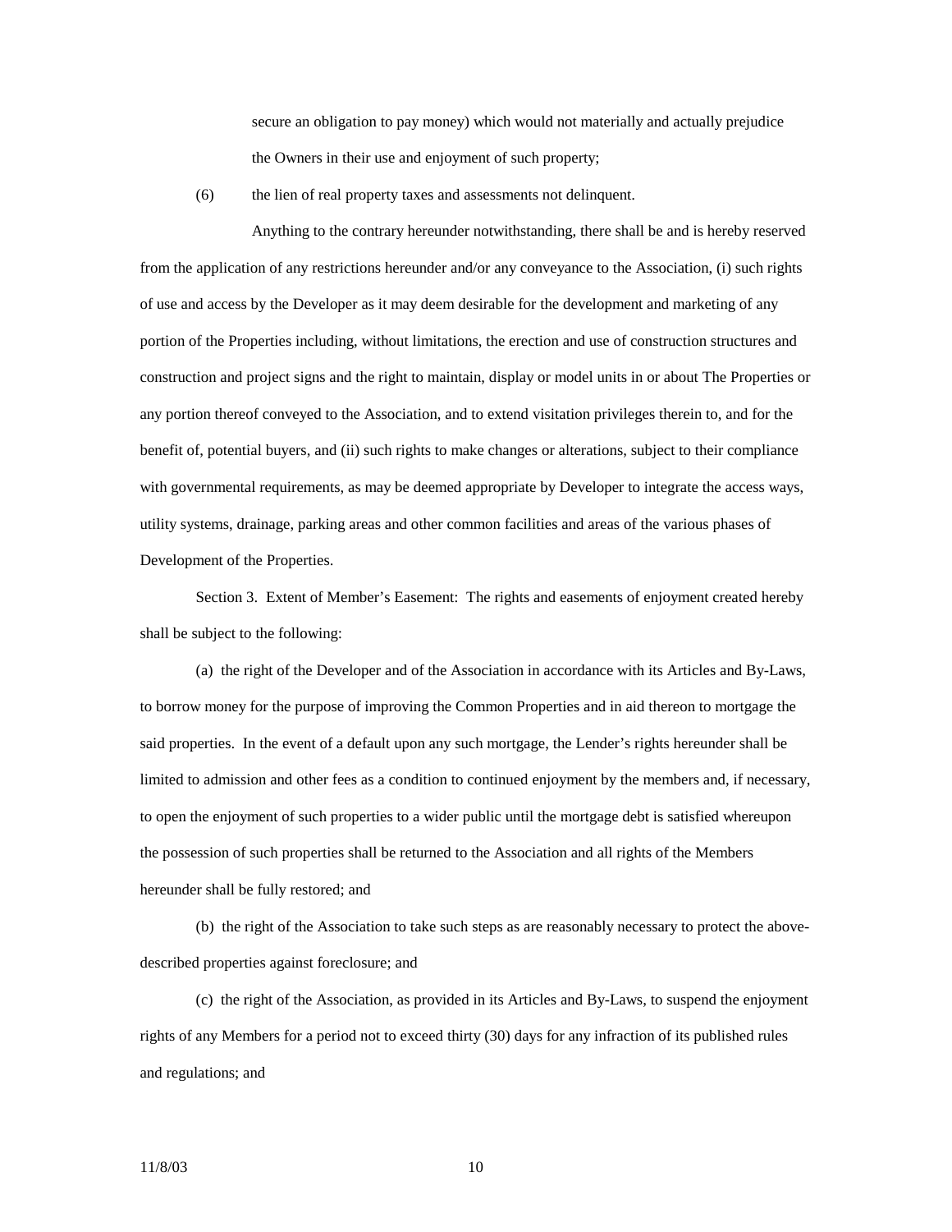secure an obligation to pay money) which would not materially and actually prejudice the Owners in their use and enjoyment of such property;

(6) the lien of real property taxes and assessments not delinquent.

Anything to the contrary hereunder notwithstanding, there shall be and is hereby reserved from the application of any restrictions hereunder and/or any conveyance to the Association, (i) such rights of use and access by the Developer as it may deem desirable for the development and marketing of any portion of the Properties including, without limitations, the erection and use of construction structures and construction and project signs and the right to maintain, display or model units in or about The Properties or any portion thereof conveyed to the Association, and to extend visitation privileges therein to, and for the benefit of, potential buyers, and (ii) such rights to make changes or alterations, subject to their compliance with governmental requirements, as may be deemed appropriate by Developer to integrate the access ways, utility systems, drainage, parking areas and other common facilities and areas of the various phases of Development of the Properties.

Section 3. Extent of Member's Easement: The rights and easements of enjoyment created hereby shall be subject to the following:

(a) the right of the Developer and of the Association in accordance with its Articles and By-Laws, to borrow money for the purpose of improving the Common Properties and in aid thereon to mortgage the said properties. In the event of a default upon any such mortgage, the Lender's rights hereunder shall be limited to admission and other fees as a condition to continued enjoyment by the members and, if necessary, to open the enjoyment of such properties to a wider public until the mortgage debt is satisfied whereupon the possession of such properties shall be returned to the Association and all rights of the Members hereunder shall be fully restored; and

(b) the right of the Association to take such steps as are reasonably necessary to protect the above-described properties against foreclosure; and

(c) the right of the Association, as provided in its Articles and By-Laws, to suspend the enjoyment rights of any Members for a period not to exceed thirty (30) days for any infraction of its published rules and regulations; and

11/8/03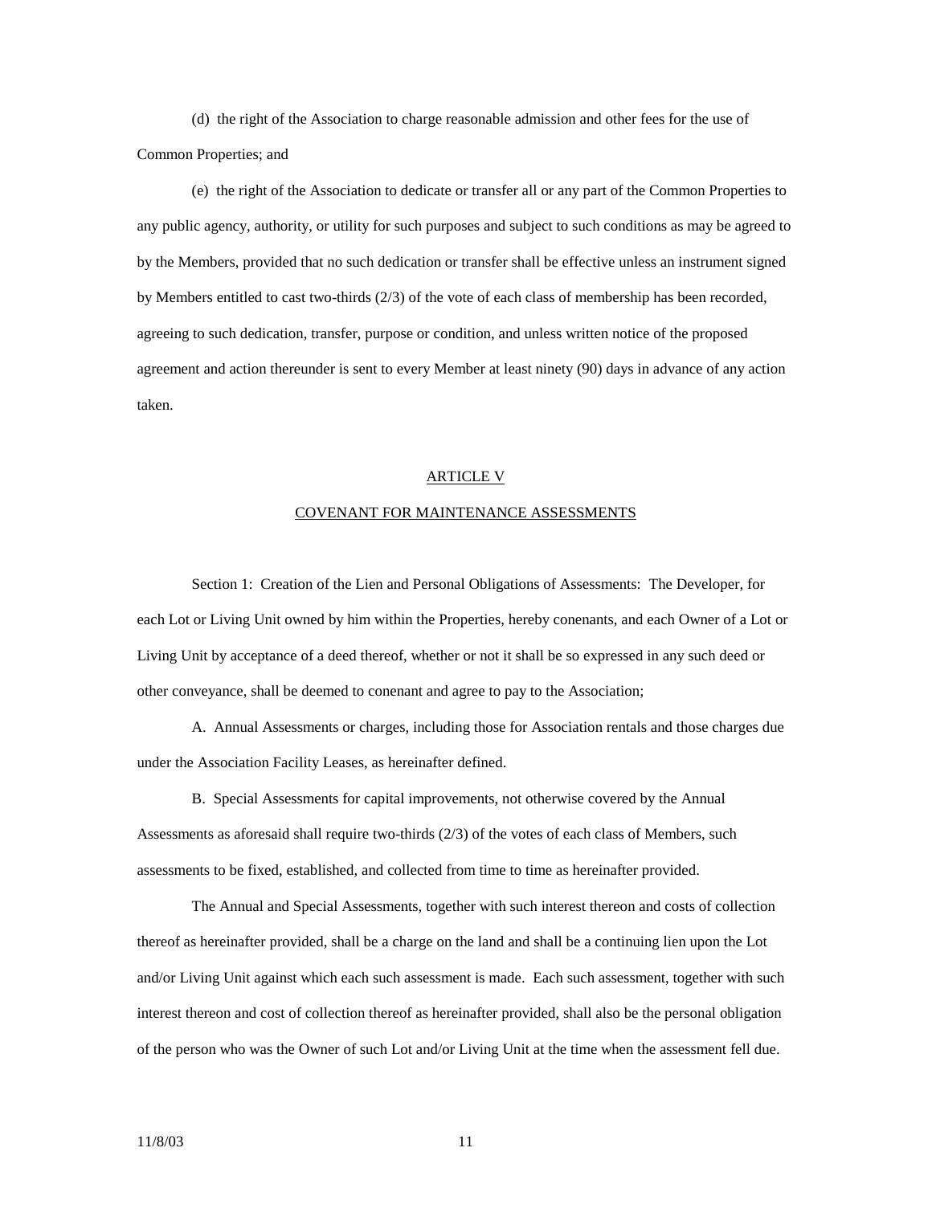(d) the right of the Association to charge reasonable admission and other fees for the use of Common Properties; and

(e) the right of the Association to dedicate or transfer all or any part of the Common Properties to any public agency, authority, or utility for such purposes and subject to such conditions as may be agreed to by the Members, provided that no such dedication or transfer shall be effective unless an instrument signed by Members entitled to cast two-thirds (2/3) of the vote of each class of membership has been recorded, agreeing to such dedication, transfer, purpose or condition, and unless written notice of the proposed agreement and action thereunder is sent to every Member at least ninety (90) days in advance of any action taken.

## ARTICLE V

## COVENANT FOR MAINTENANCE ASSESSMENTS

Section 1: Creation of the Lien and Personal Obligations of Assessments: The Developer, for each Lot or Living Unit owned by him within the Properties, hereby conenants, and each Owner of a Lot or Living Unit by acceptance of a deed thereof, whether or not it shall be so expressed in any such deed or other conveyance, shall be deemed to conenant and agree to pay to the Association;

A. Annual Assessments or charges, including those for Association rentals and those charges due under the Association Facility Leases, as hereinafter defined.

B. Special Assessments for capital improvements, not otherwise covered by the Annual Assessments as aforesaid shall require two-thirds (2/3) of the votes of each class of Members, such assessments to be fixed, established, and collected from time to time as hereinafter provided.

The Annual and Special Assessments, together with such interest thereon and costs of collection thereof as hereinafter provided, shall be a charge on the land and shall be a continuing lien upon the Lot and/or Living Unit against which each such assessment is made. Each such assessment, together with such interest thereon and cost of collection thereof as hereinafter provided, shall also be the personal obligation of the person who was the Owner of such Lot and/or Living Unit at the time when the assessment fell due.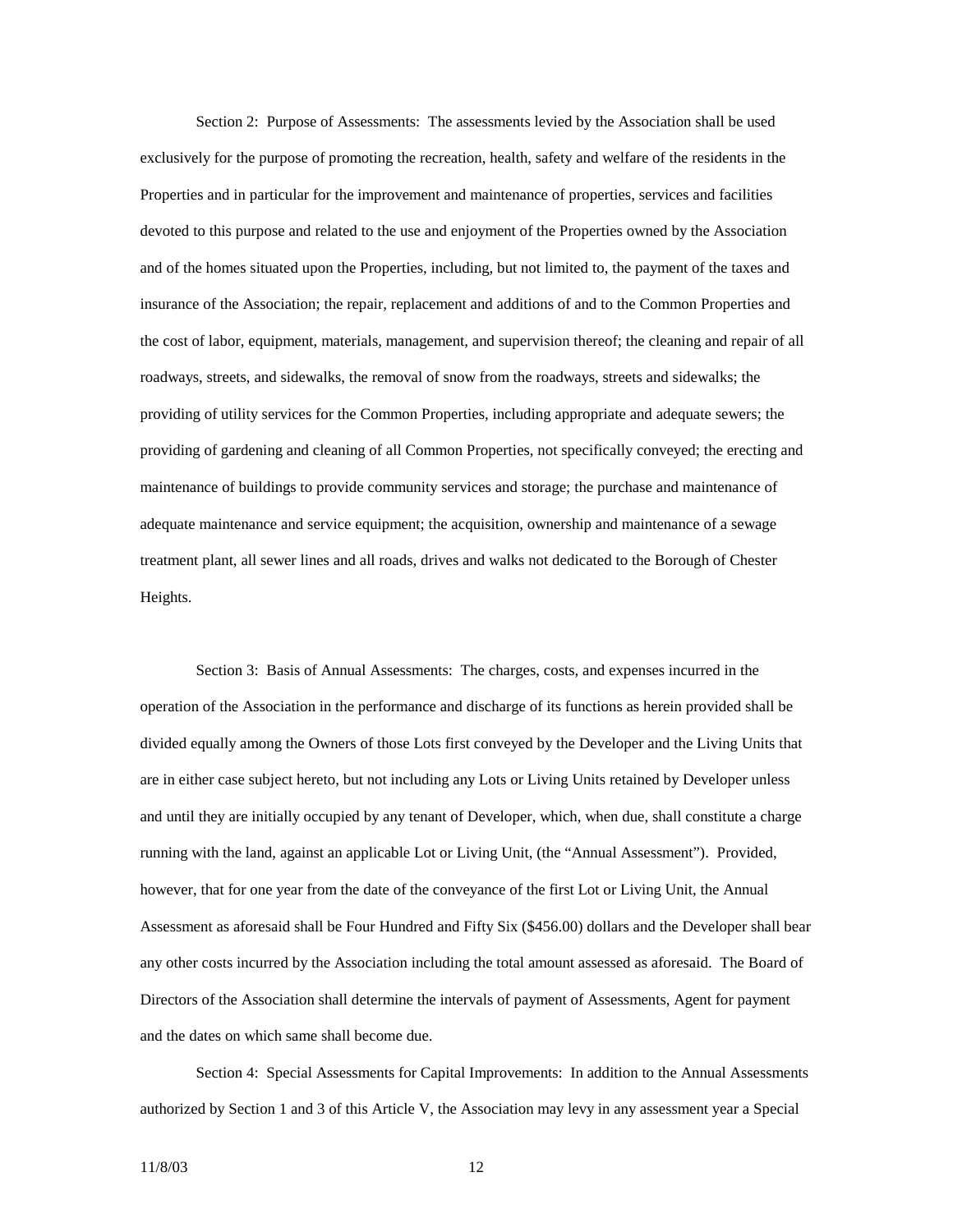Section 2: Purpose of Assessments: The assessments levied by the Association shall be used exclusively for the purpose of promoting the recreation, health, safety and welfare of the residents in the Properties and in particular for the improvement and maintenance of properties, services and facilities devoted to this purpose and related to the use and enjoyment of the Properties owned by the Association and of the homes situated upon the Properties, including, but not limited to, the payment of the taxes and insurance of the Association; the repair, replacement and additions of and to the Common Properties and the cost of labor, equipment, materials, management, and supervision thereof; the cleaning and repair of all roadways, streets, and sidewalks, the removal of snow from the roadways, streets and sidewalks; the providing of utility services for the Common Properties, including appropriate and adequate sewers; the providing of gardening and cleaning of all Common Properties, not specifically conveyed; the erecting and maintenance of buildings to provide community services and storage; the purchase and maintenance of adequate maintenance and service equipment; the acquisition, ownership and maintenance of a sewage treatment plant, all sewer lines and all roads, drives and walks not dedicated to the Borough of Chester Heights.

Section 3: Basis of Annual Assessments: The charges, costs, and expenses incurred in the operation of the Association in the performance and discharge of its functions as herein provided shall be divided equally among the Owners of those Lots first conveyed by the Developer and the Living Units that are in either case subject hereto, but not including any Lots or Living Units retained by Developer unless and until they are initially occupied by any tenant of Developer, which, when due, shall constitute a charge running with the land, against an applicable Lot or Living Unit, (the "Annual Assessment"). Provided, however, that for one year from the date of the conveyance of the first Lot or Living Unit, the Annual Assessment as aforesaid shall be Four Hundred and Fifty Six ($456.00) dollars and the Developer shall bear any other costs incurred by the Association including the total amount assessed as aforesaid. The Board of Directors of the Association shall determine the intervals of payment of Assessments, Agent for payment and the dates on which same shall become due.

Section 4: Special Assessments for Capital Improvements: In addition to the Annual Assessments authorized by Section 1 and 3 of this Article V, the Association may levy in any assessment year a Special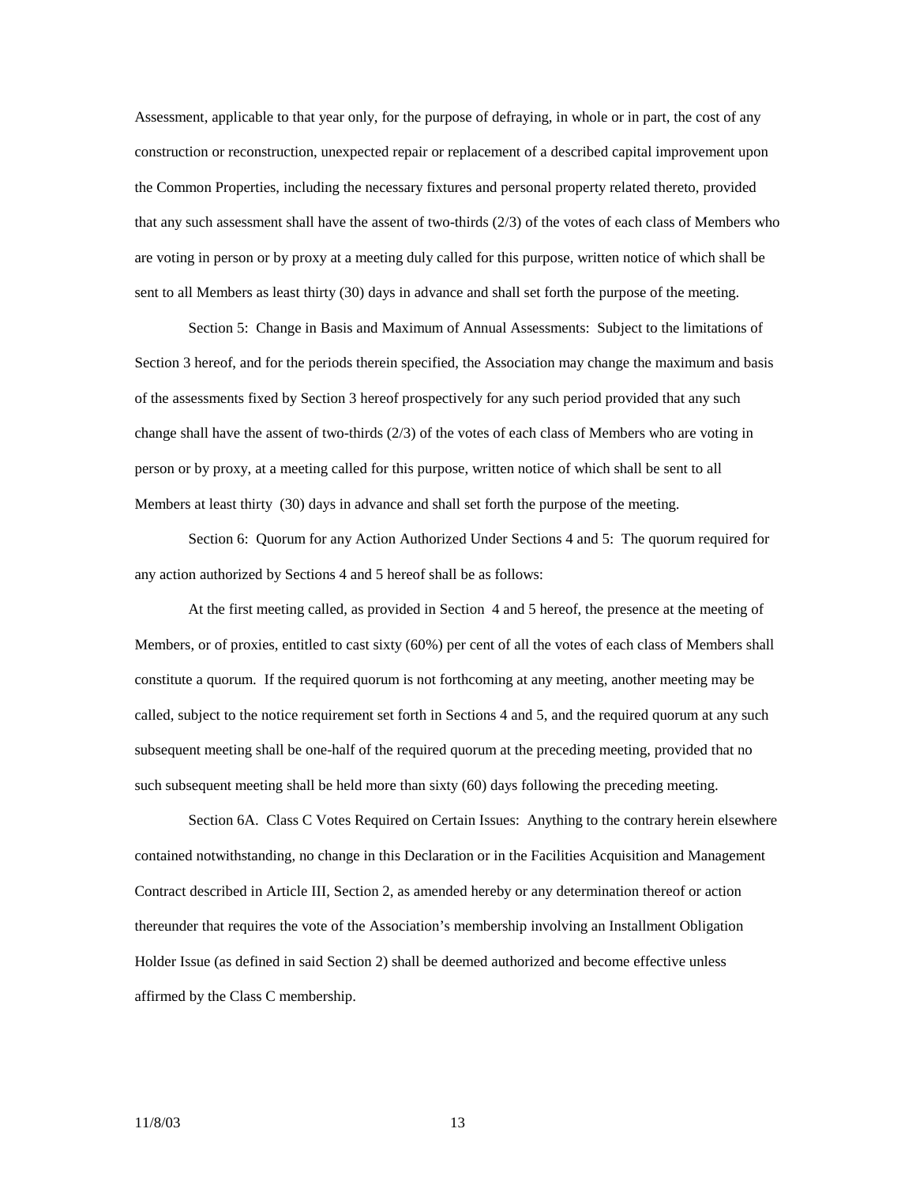Assessment, applicable to that year only, for the purpose of defraying, in whole or in part, the cost of any construction or reconstruction, unexpected repair or replacement of a described capital improvement upon the Common Properties, including the necessary fixtures and personal property related thereto, provided that any such assessment shall have the assent of two-thirds (2/3) of the votes of each class of Members who are voting in person or by proxy at a meeting duly called for this purpose, written notice of which shall be sent to all Members as least thirty (30) days in advance and shall set forth the purpose of the meeting.

Section 5: Change in Basis and Maximum of Annual Assessments: Subject to the limitations of Section 3 hereof, and for the periods therein specified, the Association may change the maximum and basis of the assessments fixed by Section 3 hereof prospectively for any such period provided that any such change shall have the assent of two-thirds (2/3) of the votes of each class of Members who are voting in person or by proxy, at a meeting called for this purpose, written notice of which shall be sent to all Members at least thirty (30) days in advance and shall set forth the purpose of the meeting.

Section 6: Quorum for any Action Authorized Under Sections 4 and 5: The quorum required for any action authorized by Sections 4 and 5 hereof shall be as follows:

At the first meeting called, as provided in Section 4 and 5 hereof, the presence at the meeting of Members, or of proxies, entitled to cast sixty (60%) per cent of all the votes of each class of Members shall constitute a quorum. If the required quorum is not forthcoming at any meeting, another meeting may be called, subject to the notice requirement set forth in Sections 4 and 5, and the required quorum at any such subsequent meeting shall be one-half of the required quorum at the preceding meeting, provided that no such subsequent meeting shall be held more than sixty (60) days following the preceding meeting.

Section 6A. Class C Votes Required on Certain Issues: Anything to the contrary herein elsewhere contained notwithstanding, no change in this Declaration or in the Facilities Acquisition and Management Contract described in Article III, Section 2, as amended hereby or any determination thereof or action thereunder that requires the vote of the Association's membership involving an Installment Obligation Holder Issue (as defined in said Section 2) shall be deemed authorized and become effective unless affirmed by the Class C membership.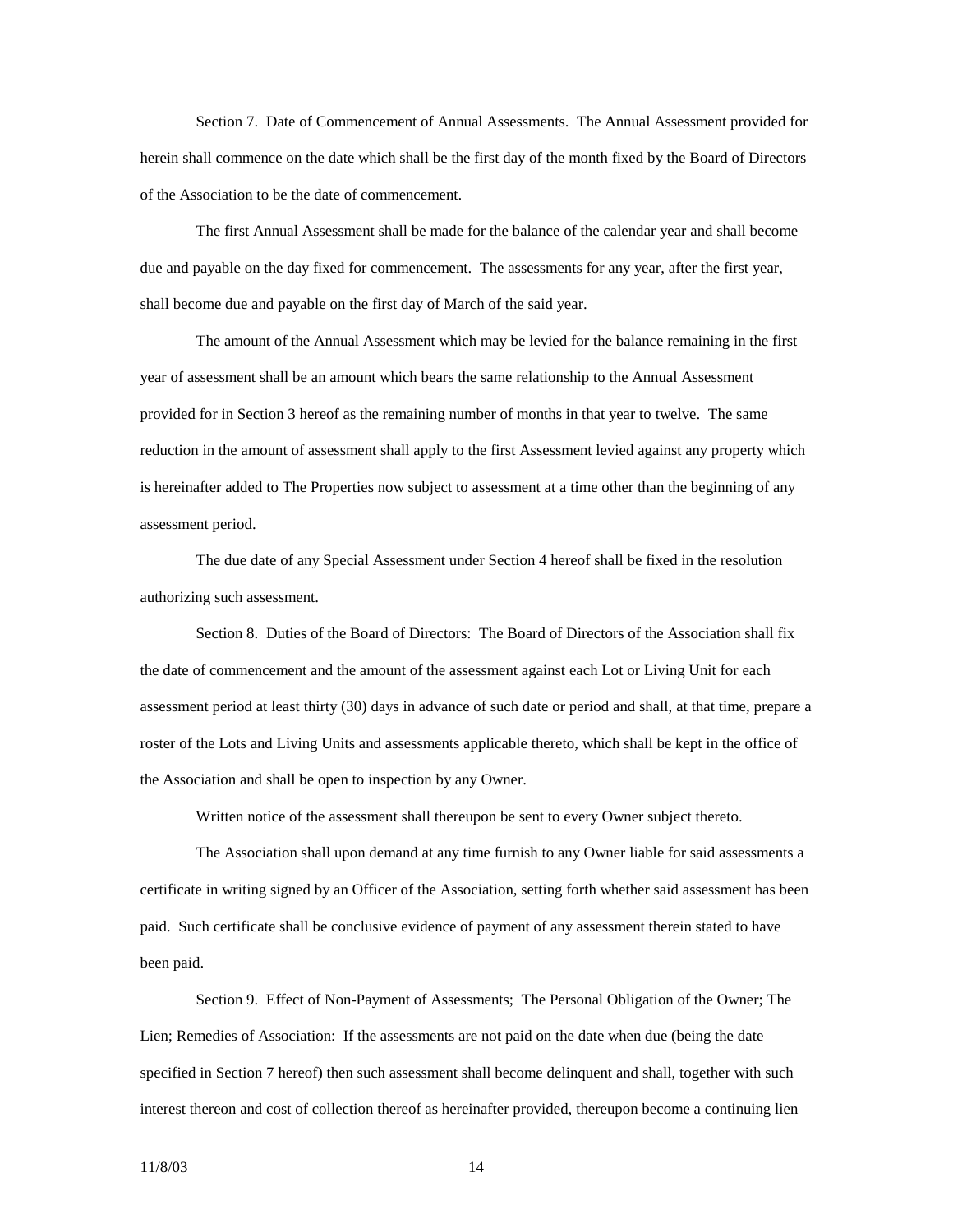Section 7. Date of Commencement of Annual Assessments. The Annual Assessment provided for herein shall commence on the date which shall be the first day of the month fixed by the Board of Directors of the Association to be the date of commencement.

The first Annual Assessment shall be made for the balance of the calendar year and shall become due and payable on the day fixed for commencement. The assessments for any year, after the first year, shall become due and payable on the first day of March of the said year.

The amount of the Annual Assessment which may be levied for the balance remaining in the first year of assessment shall be an amount which bears the same relationship to the Annual Assessment provided for in Section 3 hereof as the remaining number of months in that year to twelve. The same reduction in the amount of assessment shall apply to the first Assessment levied against any property which is hereinafter added to The Properties now subject to assessment at a time other than the beginning of any assessment period.

The due date of any Special Assessment under Section 4 hereof shall be fixed in the resolution authorizing such assessment.

Section 8. Duties of the Board of Directors: The Board of Directors of the Association shall fix the date of commencement and the amount of the assessment against each Lot or Living Unit for each assessment period at least thirty (30) days in advance of such date or period and shall, at that time, prepare a roster of the Lots and Living Units and assessments applicable thereto, which shall be kept in the office of the Association and shall be open to inspection by any Owner.

Written notice of the assessment shall thereupon be sent to every Owner subject thereto.

The Association shall upon demand at any time furnish to any Owner liable for said assessments a certificate in writing signed by an Officer of the Association, setting forth whether said assessment has been paid. Such certificate shall be conclusive evidence of payment of any assessment therein stated to have been paid.

Section 9. Effect of Non-Payment of Assessments; The Personal Obligation of the Owner; The Lien; Remedies of Association: If the assessments are not paid on the date when due (being the date specified in Section 7 hereof) then such assessment shall become delinquent and shall, together with such interest thereon and cost of collection thereof as hereinafter provided, thereupon become a continuing lien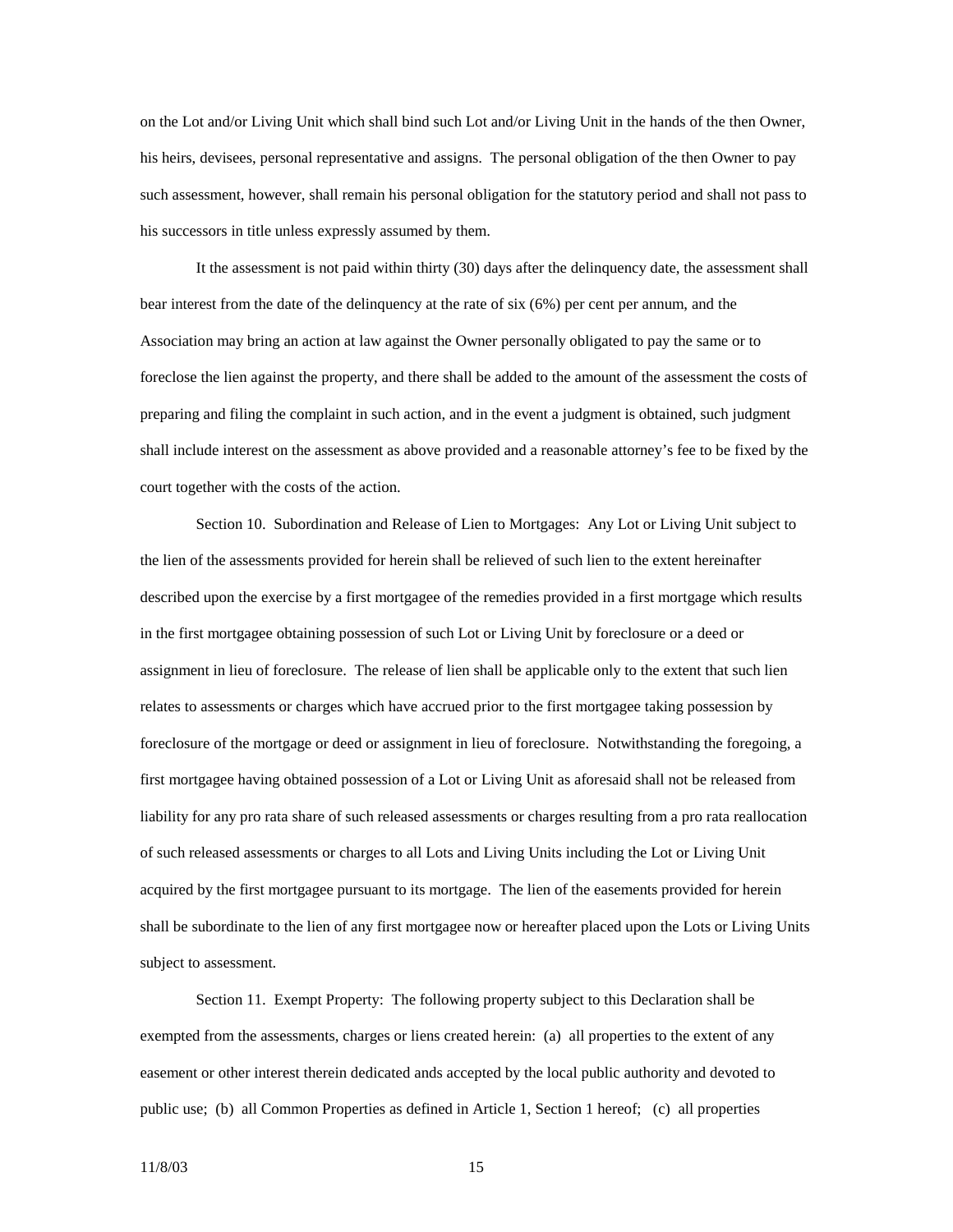on the Lot and/or Living Unit which shall bind such Lot and/or Living Unit in the hands of the then Owner, his heirs, devisees, personal representative and assigns. The personal obligation of the then Owner to pay such assessment, however, shall remain his personal obligation for the statutory period and shall not pass to his successors in title unless expressly assumed by them.

It the assessment is not paid within thirty (30) days after the delinquency date, the assessment shall bear interest from the date of the delinquency at the rate of six (6%) per cent per annum, and the Association may bring an action at law against the Owner personally obligated to pay the same or to foreclose the lien against the property, and there shall be added to the amount of the assessment the costs of preparing and filing the complaint in such action, and in the event a judgment is obtained, such judgment shall include interest on the assessment as above provided and a reasonable attorney's fee to be fixed by the court together with the costs of the action.

Section 10. Subordination and Release of Lien to Mortgages: Any Lot or Living Unit subject to the lien of the assessments provided for herein shall be relieved of such lien to the extent hereinafter described upon the exercise by a first mortgagee of the remedies provided in a first mortgage which results in the first mortgagee obtaining possession of such Lot or Living Unit by foreclosure or a deed or assignment in lieu of foreclosure. The release of lien shall be applicable only to the extent that such lien relates to assessments or charges which have accrued prior to the first mortgagee taking possession by foreclosure of the mortgage or deed or assignment in lieu of foreclosure. Notwithstanding the foregoing, a first mortgagee having obtained possession of a Lot or Living Unit as aforesaid shall not be released from liability for any pro rata share of such released assessments or charges resulting from a pro rata reallocation of such released assessments or charges to all Lots and Living Units including the Lot or Living Unit acquired by the first mortgagee pursuant to its mortgage. The lien of the easements provided for herein shall be subordinate to the lien of any first mortgagee now or hereafter placed upon the Lots or Living Units subject to assessment.

Section 11. Exempt Property: The following property subject to this Declaration shall be exempted from the assessments, charges or liens created herein: (a) all properties to the extent of any easement or other interest therein dedicated ands accepted by the local public authority and devoted to public use; (b) all Common Properties as defined in Article 1, Section 1 hereof; (c) all properties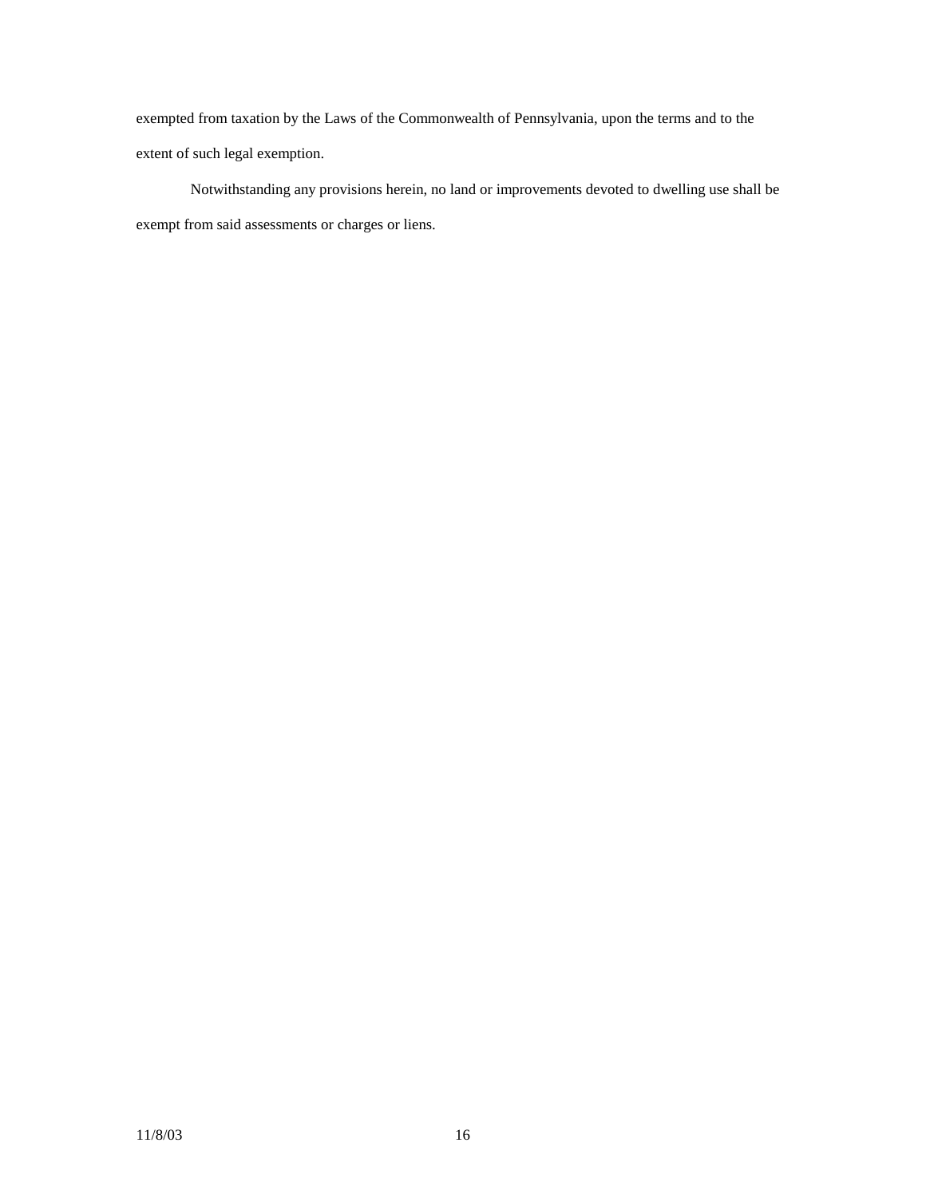exempted from taxation by the Laws of the Commonwealth of Pennsylvania, upon the terms and to the extent of such legal exemption.

Notwithstanding any provisions herein, no land or improvements devoted to dwelling use shall be exempt from said assessments or charges or liens.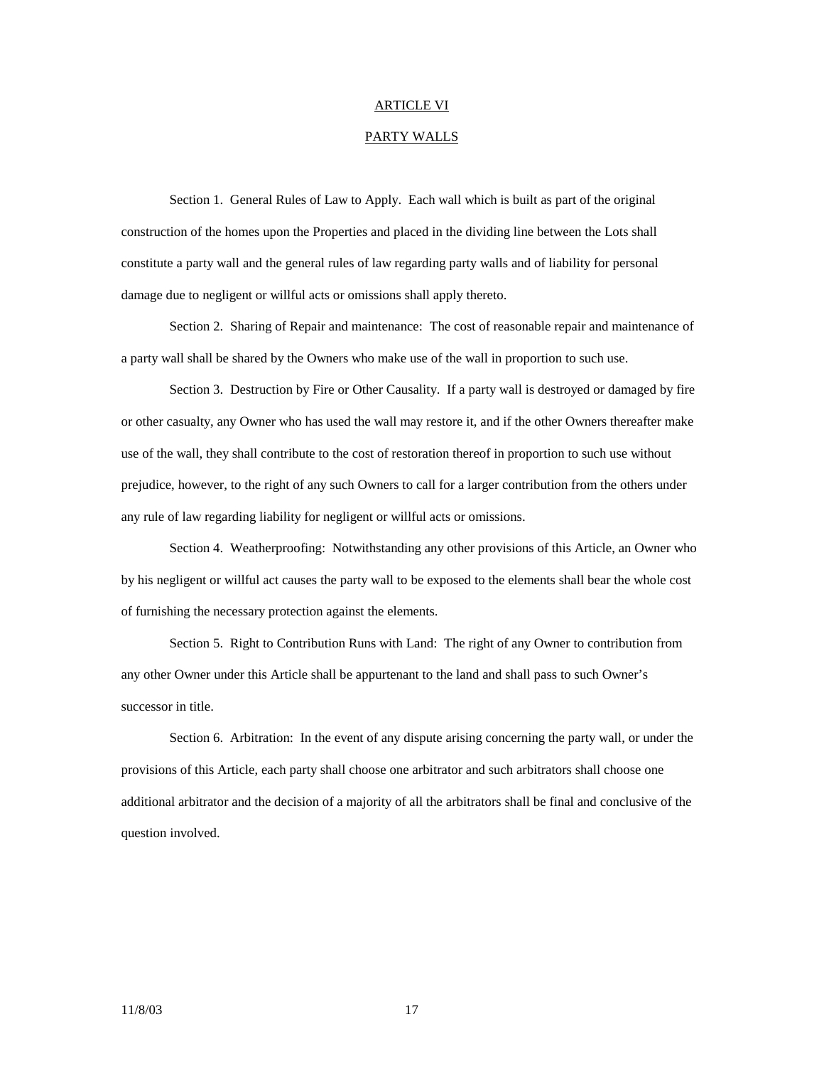# ARTICLE VI

## PARTY WALLS

Section 1. General Rules of Law to Apply. Each wall which is built as part of the original construction of the homes upon the Properties and placed in the dividing line between the Lots shall constitute a party wall and the general rules of law regarding party walls and of liability for personal damage due to negligent or willful acts or omissions shall apply thereto.

Section 2. Sharing of Repair and maintenance: The cost of reasonable repair and maintenance of a party wall shall be shared by the Owners who make use of the wall in proportion to such use.

Section 3. Destruction by Fire or Other Causality. If a party wall is destroyed or damaged by fire or other casualty, any Owner who has used the wall may restore it, and if the other Owners thereafter make use of the wall, they shall contribute to the cost of restoration thereof in proportion to such use without prejudice, however, to the right of any such Owners to call for a larger contribution from the others under any rule of law regarding liability for negligent or willful acts or omissions.

Section 4. Weatherproofing: Notwithstanding any other provisions of this Article, an Owner who by his negligent or willful act causes the party wall to be exposed to the elements shall bear the whole cost of furnishing the necessary protection against the elements.

Section 5. Right to Contribution Runs with Land: The right of any Owner to contribution from any other Owner under this Article shall be appurtenant to the land and shall pass to such Owner's successor in title.

Section 6. Arbitration: In the event of any dispute arising concerning the party wall, or under the provisions of this Article, each party shall choose one arbitrator and such arbitrators shall choose one additional arbitrator and the decision of a majority of all the arbitrators shall be final and conclusive of the question involved.

11/8/03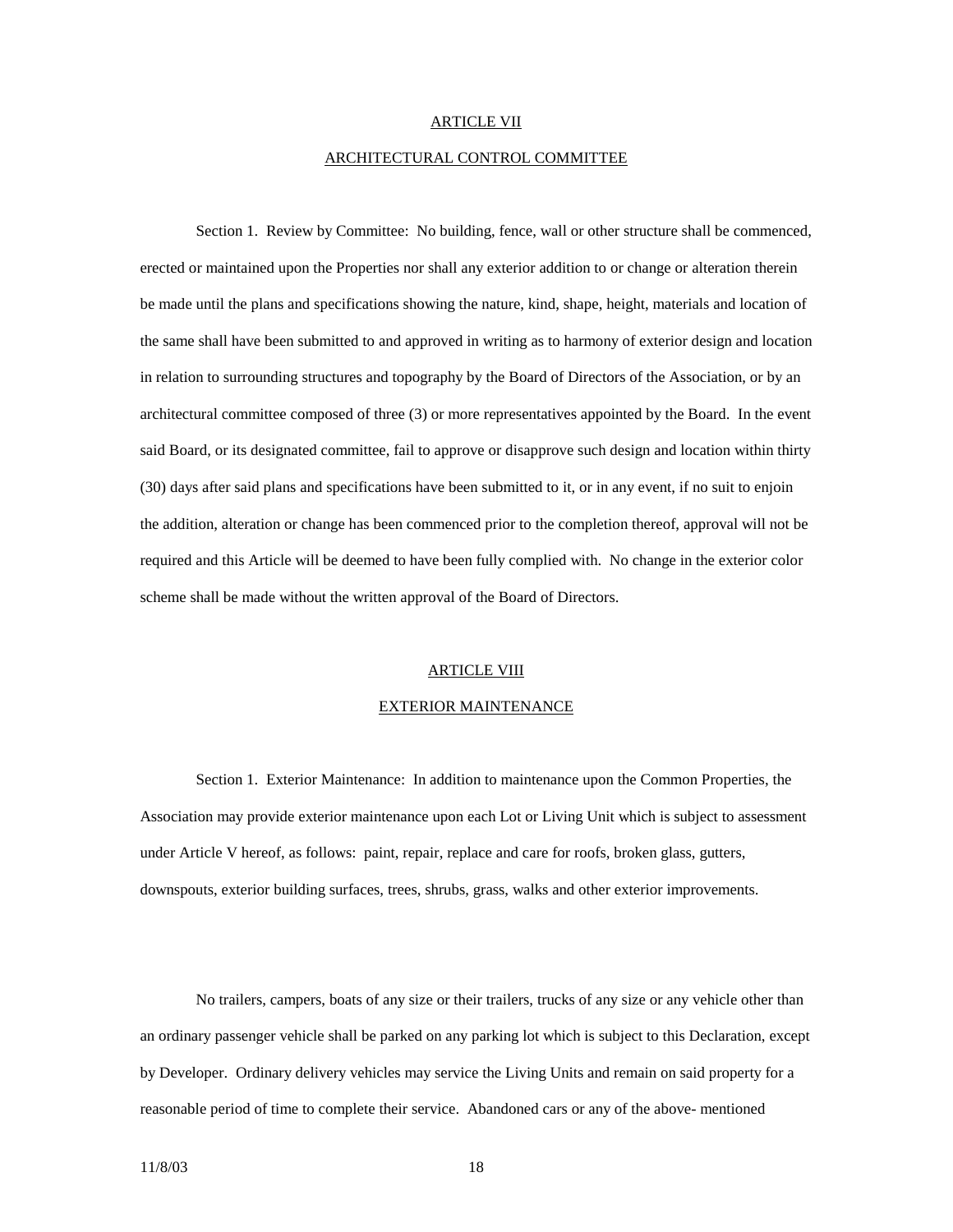## ARTICLE VII

## ARCHITECTURAL CONTROL COMMITTEE

Section 1. Review by Committee: No building, fence, wall or other structure shall be commenced, erected or maintained upon the Properties nor shall any exterior addition to or change or alteration therein be made until the plans and specifications showing the nature, kind, shape, height, materials and location of the same shall have been submitted to and approved in writing as to harmony of exterior design and location in relation to surrounding structures and topography by the Board of Directors of the Association, or by an architectural committee composed of three (3) or more representatives appointed by the Board. In the event said Board, or its designated committee, fail to approve or disapprove such design and location within thirty (30) days after said plans and specifications have been submitted to it, or in any event, if no suit to enjoin the addition, alteration or change has been commenced prior to the completion thereof, approval will not be required and this Article will be deemed to have been fully complied with. No change in the exterior color scheme shall be made without the written approval of the Board of Directors.

## ARTICLE VIII

## EXTERIOR MAINTENANCE

Section 1. Exterior Maintenance: In addition to maintenance upon the Common Properties, the Association may provide exterior maintenance upon each Lot or Living Unit which is subject to assessment under Article V hereof, as follows: paint, repair, replace and care for roofs, broken glass, gutters, downspouts, exterior building surfaces, trees, shrubs, grass, walks and other exterior improvements.

No trailers, campers, boats of any size or their trailers, trucks of any size or any vehicle other than an ordinary passenger vehicle shall be parked on any parking lot which is subject to this Declaration, except by Developer. Ordinary delivery vehicles may service the Living Units and remain on said property for a reasonable period of time to complete their service. Abandoned cars or any of the above- mentioned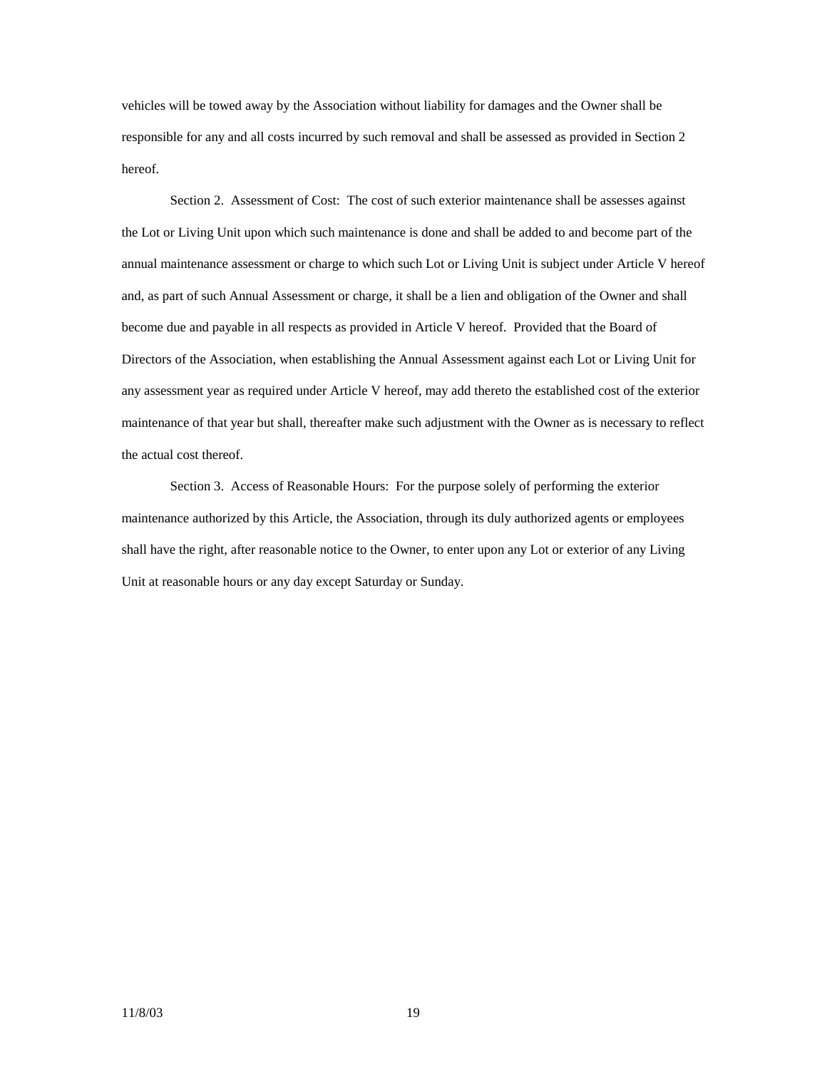vehicles will be towed away by the Association without liability for damages and the Owner shall be responsible for any and all costs incurred by such removal and shall be assessed as provided in Section 2 hereof.

Section 2. Assessment of Cost: The cost of such exterior maintenance shall be assesses against the Lot or Living Unit upon which such maintenance is done and shall be added to and become part of the annual maintenance assessment or charge to which such Lot or Living Unit is subject under Article V hereof and, as part of such Annual Assessment or charge, it shall be a lien and obligation of the Owner and shall become due and payable in all respects as provided in Article V hereof. Provided that the Board of Directors of the Association, when establishing the Annual Assessment against each Lot or Living Unit for any assessment year as required under Article V hereof, may add thereto the established cost of the exterior maintenance of that year but shall, thereafter make such adjustment with the Owner as is necessary to reflect the actual cost thereof.

Section 3. Access of Reasonable Hours: For the purpose solely of performing the exterior maintenance authorized by this Article, the Association, through its duly authorized agents or employees shall have the right, after reasonable notice to the Owner, to enter upon any Lot or exterior of any Living Unit at reasonable hours or any day except Saturday or Sunday.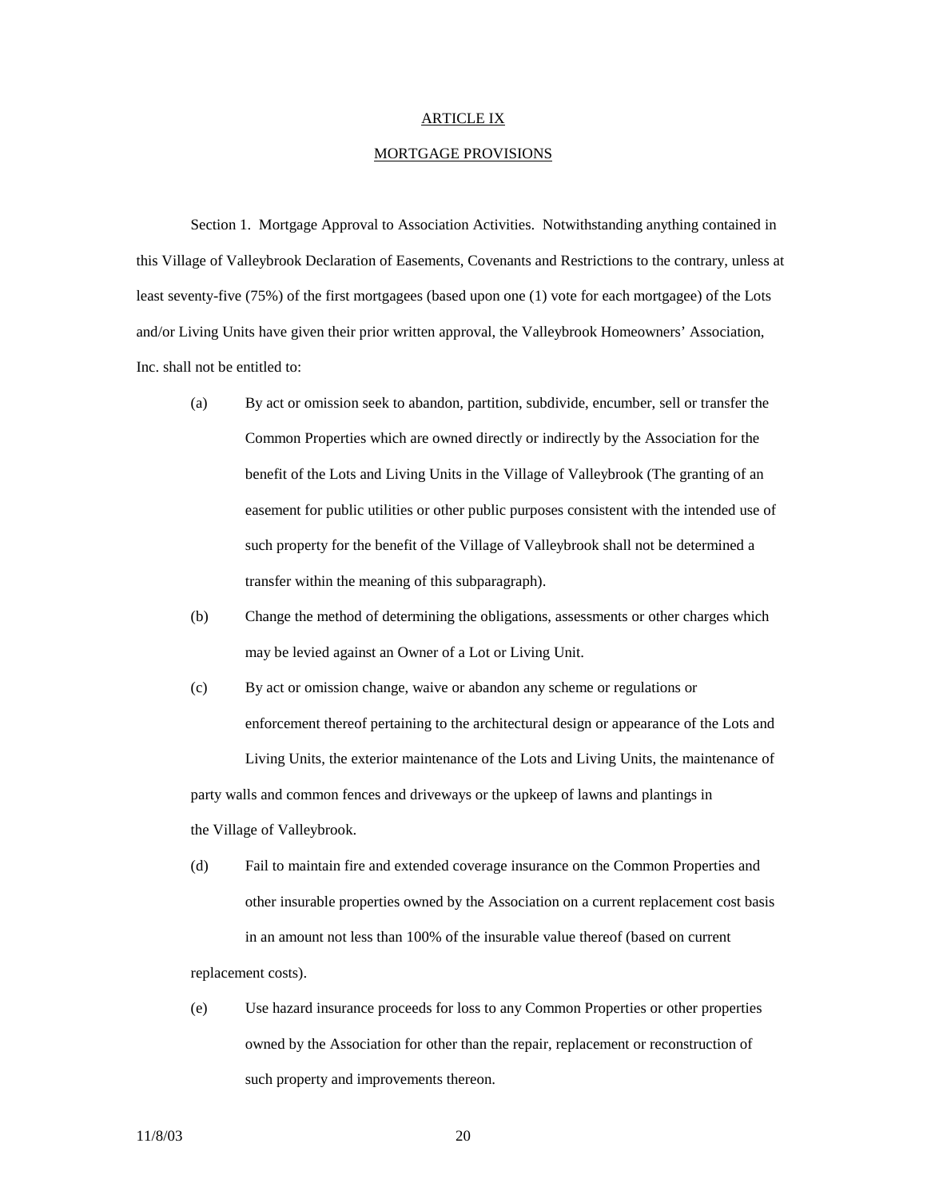## ARTICLE IX

## MORTGAGE PROVISIONS

Section 1. Mortgage Approval to Association Activities. Notwithstanding anything contained in this Village of Valleybrook Declaration of Easements, Covenants and Restrictions to the contrary, unless at least seventy-five (75%) of the first mortgagees (based upon one (1) vote for each mortgagee) of the Lots and/or Living Units have given their prior written approval, the Valleybrook Homeowners' Association, Inc. shall not be entitled to:

(a) By act or omission seek to abandon, partition, subdivide, encumber, sell or transfer the Common Properties which are owned directly or indirectly by the Association for the benefit of the Lots and Living Units in the Village of Valleybrook (The granting of an easement for public utilities or other public purposes consistent with the intended use of such property for the benefit of the Village of Valleybrook shall not be determined a transfer within the meaning of this subparagraph).

(b) Change the method of determining the obligations, assessments or other charges which may be levied against an Owner of a Lot or Living Unit.

(c) By act or omission change, waive or abandon any scheme or regulations or enforcement thereof pertaining to the architectural design or appearance of the Lots and Living Units, the exterior maintenance of the Lots and Living Units, the maintenance of party walls and common fences and driveways or the upkeep of lawns and plantings in the Village of Valleybrook.

(d) Fail to maintain fire and extended coverage insurance on the Common Properties and other insurable properties owned by the Association on a current replacement cost basis in an amount not less than 100% of the insurable value thereof (based on current replacement costs).

(e) Use hazard insurance proceeds for loss to any Common Properties or other properties owned by the Association for other than the repair, replacement or reconstruction of such property and improvements thereon.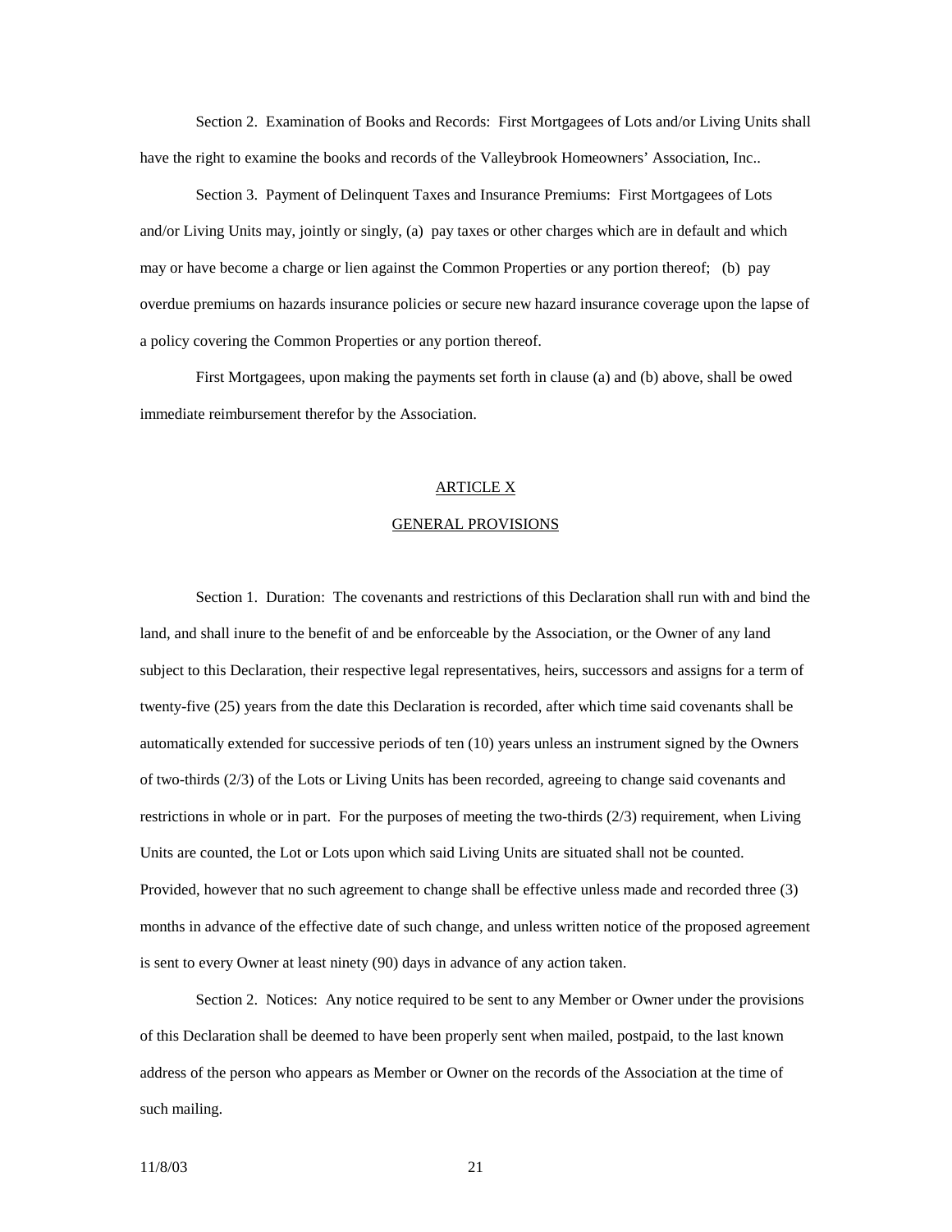Section 2. Examination of Books and Records: First Mortgagees of Lots and/or Living Units shall have the right to examine the books and records of the Valleybrook Homeowners' Association, Inc..

Section 3. Payment of Delinquent Taxes and Insurance Premiums: First Mortgagees of Lots and/or Living Units may, jointly or singly, (a) pay taxes or other charges which are in default and which may or have become a charge or lien against the Common Properties or any portion thereof; (b) pay overdue premiums on hazards insurance policies or secure new hazard insurance coverage upon the lapse of a policy covering the Common Properties or any portion thereof.

First Mortgagees, upon making the payments set forth in clause (a) and (b) above, shall be owed immediate reimbursement therefor by the Association.

## ARTICLE X

## GENERAL PROVISIONS

Section 1. Duration: The covenants and restrictions of this Declaration shall run with and bind the land, and shall inure to the benefit of and be enforceable by the Association, or the Owner of any land subject to this Declaration, their respective legal representatives, heirs, successors and assigns for a term of twenty-five (25) years from the date this Declaration is recorded, after which time said covenants shall be automatically extended for successive periods of ten (10) years unless an instrument signed by the Owners of two-thirds (2/3) of the Lots or Living Units has been recorded, agreeing to change said covenants and restrictions in whole or in part. For the purposes of meeting the two-thirds (2/3) requirement, when Living Units are counted, the Lot or Lots upon which said Living Units are situated shall not be counted. Provided, however that no such agreement to change shall be effective unless made and recorded three (3) months in advance of the effective date of such change, and unless written notice of the proposed agreement is sent to every Owner at least ninety (90) days in advance of any action taken.

Section 2. Notices: Any notice required to be sent to any Member or Owner under the provisions of this Declaration shall be deemed to have been properly sent when mailed, postpaid, to the last known address of the person who appears as Member or Owner on the records of the Association at the time of such mailing.

11/8/03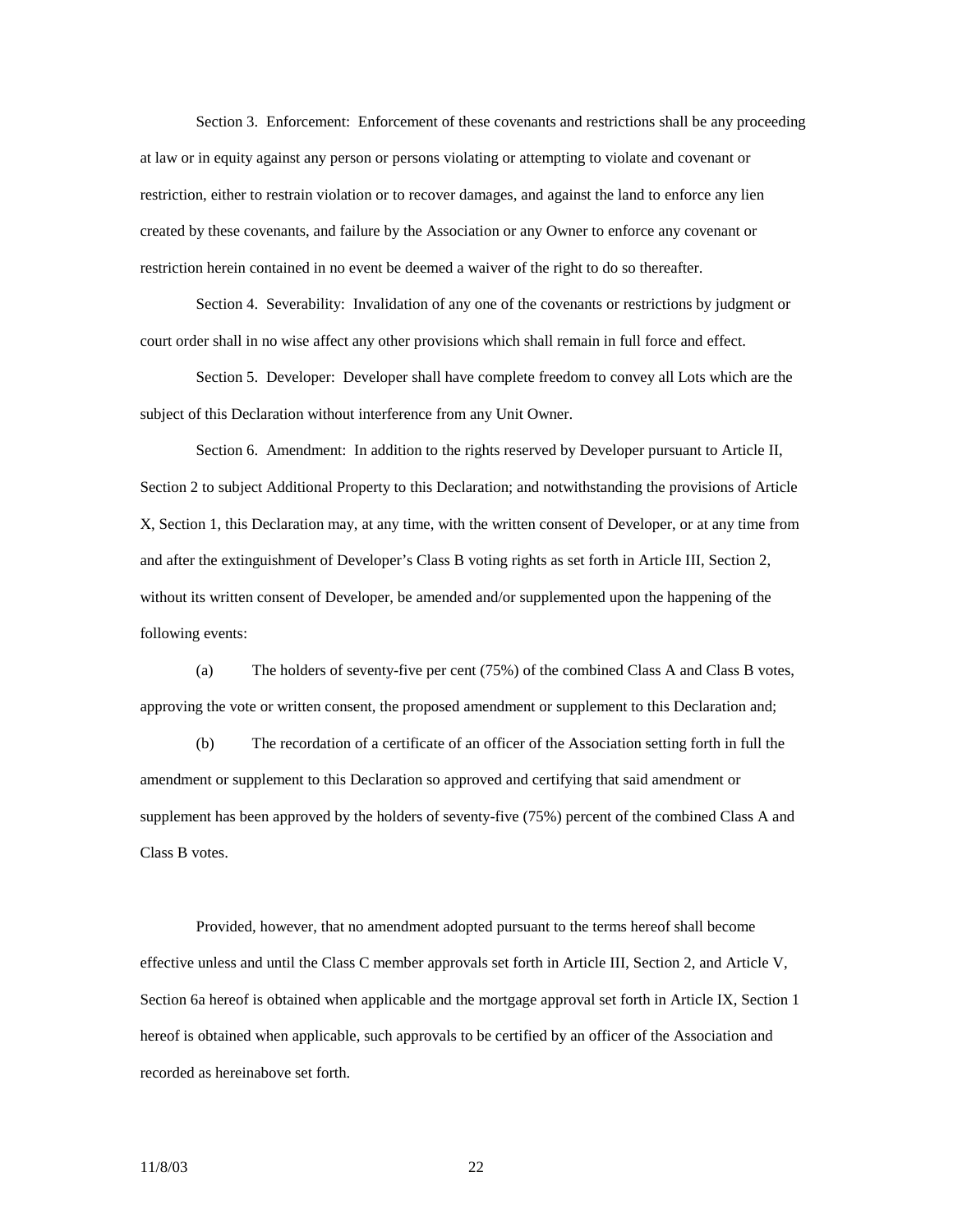Section 3. Enforcement: Enforcement of these covenants and restrictions shall be any proceeding at law or in equity against any person or persons violating or attempting to violate and covenant or restriction, either to restrain violation or to recover damages, and against the land to enforce any lien created by these covenants, and failure by the Association or any Owner to enforce any covenant or restriction herein contained in no event be deemed a waiver of the right to do so thereafter.

Section 4. Severability: Invalidation of any one of the covenants or restrictions by judgment or court order shall in no wise affect any other provisions which shall remain in full force and effect.

Section 5. Developer: Developer shall have complete freedom to convey all Lots which are the subject of this Declaration without interference from any Unit Owner.

Section 6. Amendment: In addition to the rights reserved by Developer pursuant to Article II, Section 2 to subject Additional Property to this Declaration; and notwithstanding the provisions of Article X, Section 1, this Declaration may, at any time, with the written consent of Developer, or at any time from and after the extinguishment of Developer's Class B voting rights as set forth in Article III, Section 2, without its written consent of Developer, be amended and/or supplemented upon the happening of the following events:

(a) The holders of seventy-five per cent (75%) of the combined Class A and Class B votes, approving the vote or written consent, the proposed amendment or supplement to this Declaration and;

(b) The recordation of a certificate of an officer of the Association setting forth in full the amendment or supplement to this Declaration so approved and certifying that said amendment or supplement has been approved by the holders of seventy-five (75%) percent of the combined Class A and Class B votes.

Provided, however, that no amendment adopted pursuant to the terms hereof shall become effective unless and until the Class C member approvals set forth in Article III, Section 2, and Article V, Section 6a hereof is obtained when applicable and the mortgage approval set forth in Article IX, Section 1 hereof is obtained when applicable, such approvals to be certified by an officer of the Association and recorded as hereinabove set forth.

11/8/03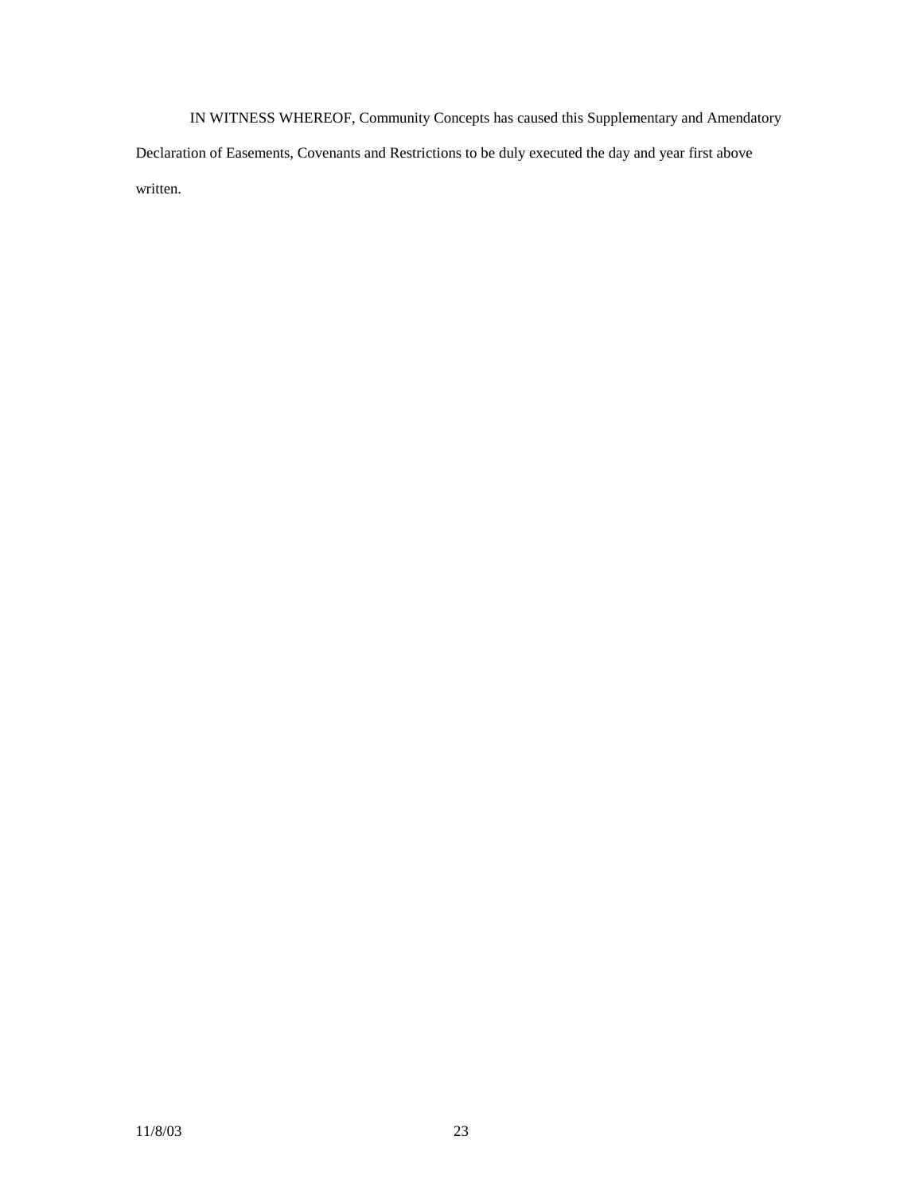IN WITNESS WHEREOF, Community Concepts has caused this Supplementary and Amendatory Declaration of Easements, Covenants and Restrictions to be duly executed the day and year first above written.